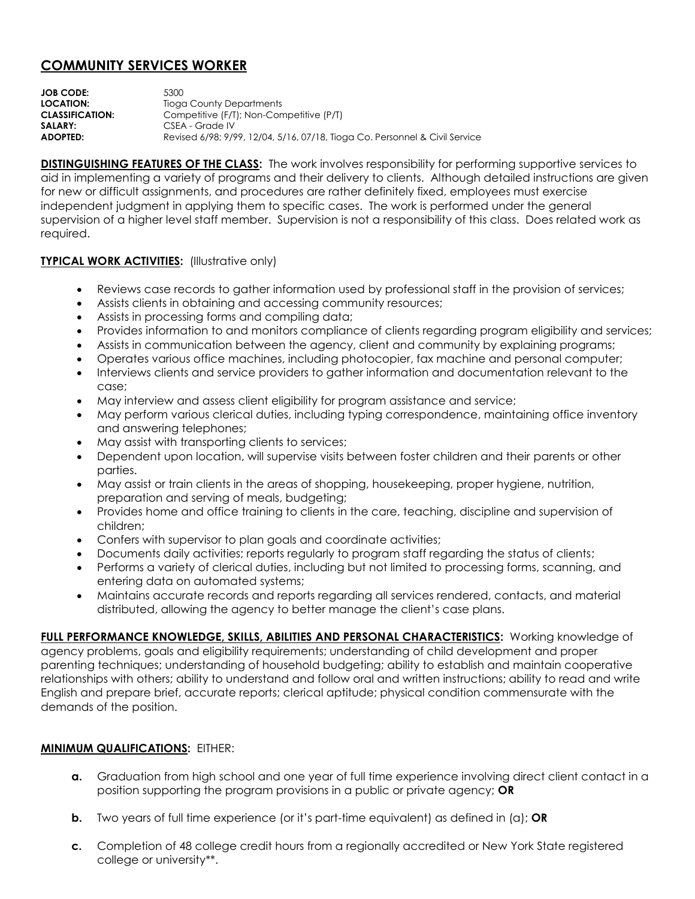# COMMUNITY SERVICES WORKER

**JOB CODE:** 5300
**LOCATION:** Tioga County Departments
**CLASSIFICATION:** Competitive (F/T); Non-Competitive (P/T)
**SALARY:** CSEA - Grade IV
**ADOPTED:** Revised 6/98; 9/99, 12/04, 5/16, 07/18, Tioga Co. Personnel & Civil Service

**DISTINGUISHING FEATURES OF THE CLASS:** The work involves responsibility for performing supportive services to aid in implementing a variety of programs and their delivery to clients. Although detailed instructions are given for new or difficult assignments, and procedures are rather definitely fixed, employees must exercise independent judgment in applying them to specific cases. The work is performed under the general supervision of a higher level staff member. Supervision is not a responsibility of this class. Does related work as required.

**TYPICAL WORK ACTIVITIES:** (Illustrative only)

- Reviews case records to gather information used by professional staff in the provision of services;
- Assists clients in obtaining and accessing community resources;
- Assists in processing forms and compiling data;
- Provides information to and monitors compliance of clients regarding program eligibility and services;
- Assists in communication between the agency, client and community by explaining programs;
- Operates various office machines, including photocopier, fax machine and personal computer;
- Interviews clients and service providers to gather information and documentation relevant to the case;
- May interview and assess client eligibility for program assistance and service;
- May perform various clerical duties, including typing correspondence, maintaining office inventory and answering telephones;
- May assist with transporting clients to services;
- Dependent upon location, will supervise visits between foster children and their parents or other parties.
- May assist or train clients in the areas of shopping, housekeeping, proper hygiene, nutrition, preparation and serving of meals, budgeting;
- Provides home and office training to clients in the care, teaching, discipline and supervision of children;
- Confers with supervisor to plan goals and coordinate activities;
- Documents daily activities; reports regularly to program staff regarding the status of clients;
- Performs a variety of clerical duties, including but not limited to processing forms, scanning, and entering data on automated systems;
- Maintains accurate records and reports regarding all services rendered, contacts, and material distributed, allowing the agency to better manage the client's case plans.

**FULL PERFORMANCE KNOWLEDGE, SKILLS, ABILITIES AND PERSONAL CHARACTERISTICS:** Working knowledge of agency problems, goals and eligibility requirements; understanding of child development and proper parenting techniques; understanding of household budgeting; ability to establish and maintain cooperative relationships with others; ability to understand and follow oral and written instructions; ability to read and write English and prepare brief, accurate reports; clerical aptitude; physical condition commensurate with the demands of the position.

**MINIMUM QUALIFICATIONS:** EITHER:

**a.** Graduation from high school and one year of full time experience involving direct client contact in a position supporting the program provisions in a public or private agency; **OR**

**b.** Two years of full time experience (or it's part-time equivalent) as defined in (a); **OR**

**c.** Completion of 48 college credit hours from a regionally accredited or New York State registered college or university**.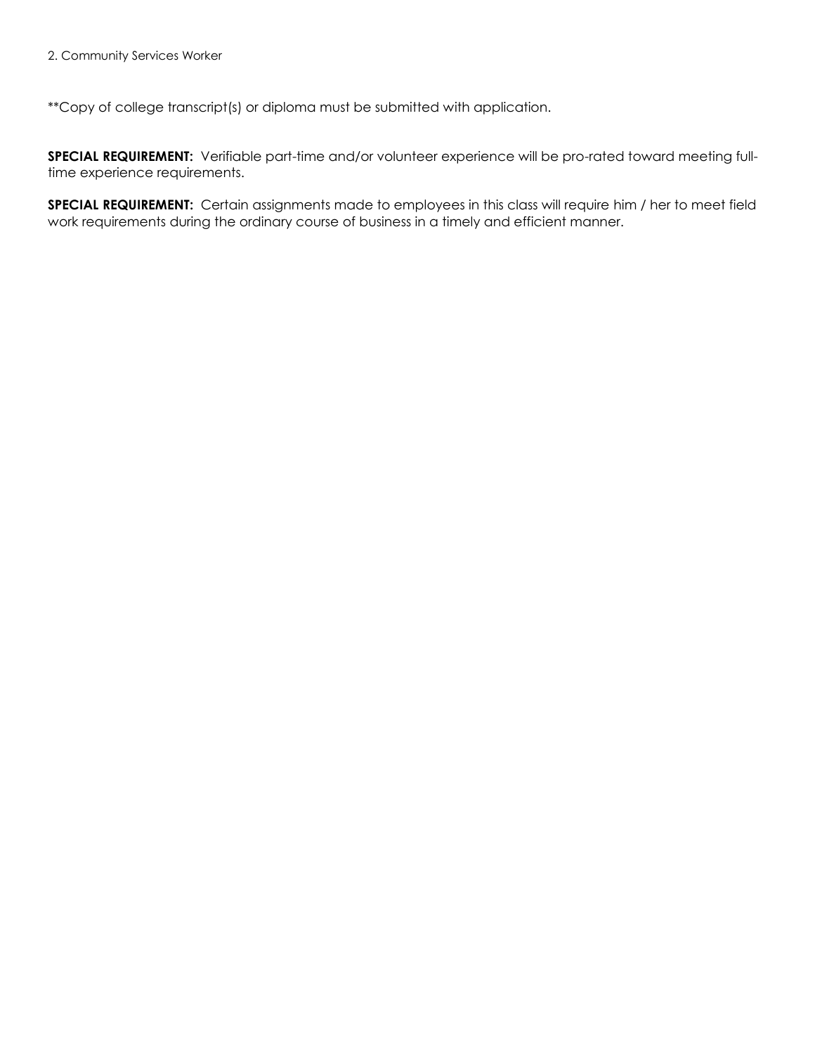2. Community Services Worker

**Copy of college transcript(s) or diploma must be submitted with application.

**SPECIAL REQUIREMENT:** Verifiable part-time and/or volunteer experience will be pro-rated toward meeting full-time experience requirements.

**SPECIAL REQUIREMENT:** Certain assignments made to employees in this class will require him / her to meet field work requirements during the ordinary course of business in a timely and efficient manner.